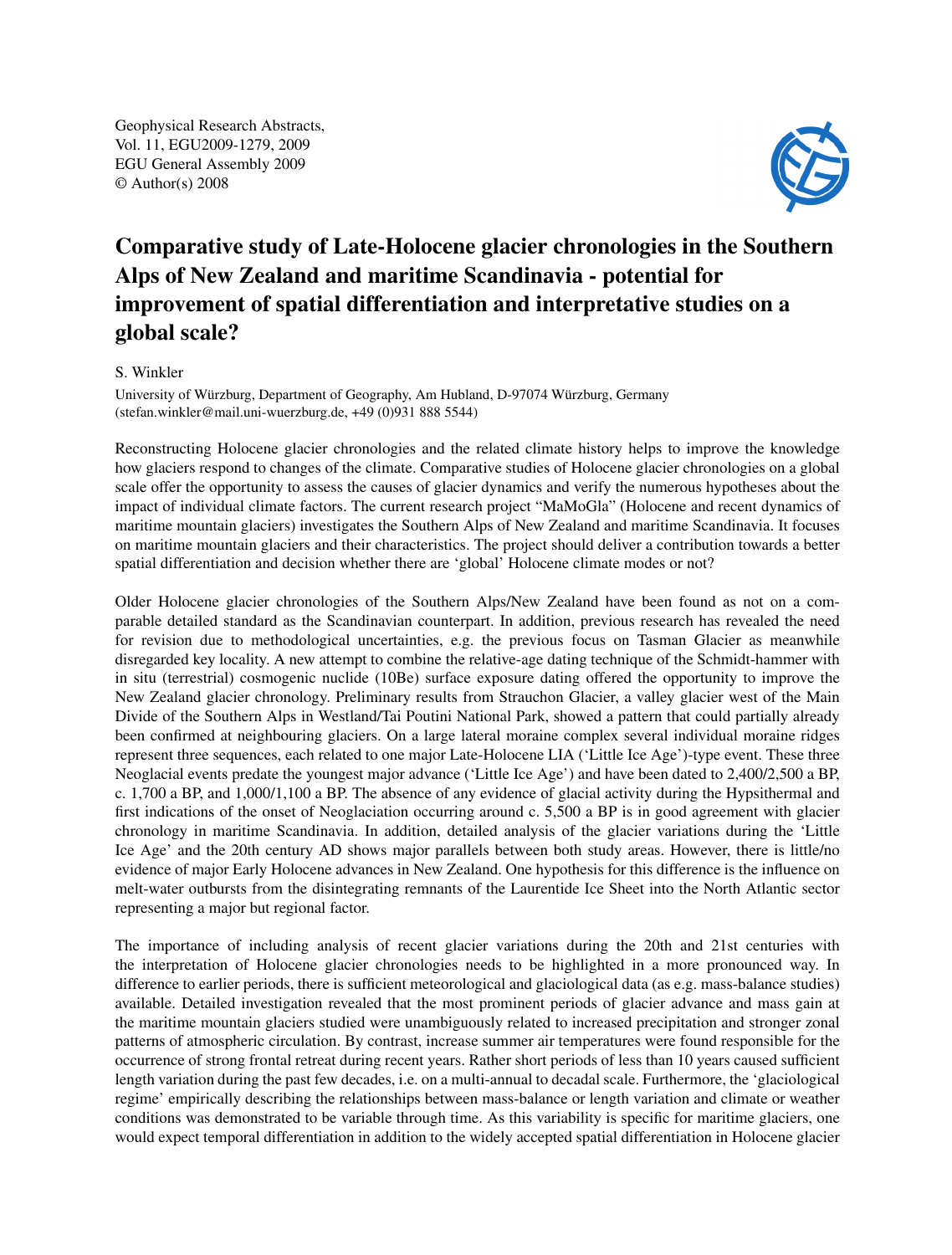Geophysical Research Abstracts,
Vol. 11, EGU2009-1279, 2009
EGU General Assembly 2009
© Author(s) 2008

# Comparative study of Late-Holocene glacier chronologies in the Southern Alps of New Zealand and maritime Scandinavia - potential for improvement of spatial differentiation and interpretative studies on a global scale?

S. Winkler

University of Würzburg, Department of Geography, Am Hubland, D-97074 Würzburg, Germany
(stefan.winkler@mail.uni-wuerzburg.de, +49 (0)931 888 5544)

Reconstructing Holocene glacier chronologies and the related climate history helps to improve the knowledge how glaciers respond to changes of the climate. Comparative studies of Holocene glacier chronologies on a global scale offer the opportunity to assess the causes of glacier dynamics and verify the numerous hypotheses about the impact of individual climate factors. The current research project "MaMoGla" (Holocene and recent dynamics of maritime mountain glaciers) investigates the Southern Alps of New Zealand and maritime Scandinavia. It focuses on maritime mountain glaciers and their characteristics. The project should deliver a contribution towards a better spatial differentiation and decision whether there are 'global' Holocene climate modes or not?

Older Holocene glacier chronologies of the Southern Alps/New Zealand have been found as not on a comparable detailed standard as the Scandinavian counterpart. In addition, previous research has revealed the need for revision due to methodological uncertainties, e.g. the previous focus on Tasman Glacier as meanwhile disregarded key locality. A new attempt to combine the relative-age dating technique of the Schmidt-hammer with in situ (terrestrial) cosmogenic nuclide (10Be) surface exposure dating offered the opportunity to improve the New Zealand glacier chronology. Preliminary results from Strauchon Glacier, a valley glacier west of the Main Divide of the Southern Alps in Westland/Tai Poutini National Park, showed a pattern that could partially already been confirmed at neighbouring glaciers. On a large lateral moraine complex several individual moraine ridges represent three sequences, each related to one major Late-Holocene LIA ('Little Ice Age')-type event. These three Neoglacial events predate the youngest major advance ('Little Ice Age') and have been dated to 2,400/2,500 a BP, c. 1,700 a BP, and 1,000/1,100 a BP. The absence of any evidence of glacial activity during the Hypsithermal and first indications of the onset of Neoglaciation occurring around c. 5,500 a BP is in good agreement with glacier chronology in maritime Scandinavia. In addition, detailed analysis of the glacier variations during the 'Little Ice Age' and the 20th century AD shows major parallels between both study areas. However, there is little/no evidence of major Early Holocene advances in New Zealand. One hypothesis for this difference is the influence on melt-water outbursts from the disintegrating remnants of the Laurentide Ice Sheet into the North Atlantic sector representing a major but regional factor.

The importance of including analysis of recent glacier variations during the 20th and 21st centuries with the interpretation of Holocene glacier chronologies needs to be highlighted in a more pronounced way. In difference to earlier periods, there is sufficient meteorological and glaciological data (as e.g. mass-balance studies) available. Detailed investigation revealed that the most prominent periods of glacier advance and mass gain at the maritime mountain glaciers studied were unambiguously related to increased precipitation and stronger zonal patterns of atmospheric circulation. By contrast, increase summer air temperatures were found responsible for the occurrence of strong frontal retreat during recent years. Rather short periods of less than 10 years caused sufficient length variation during the past few decades, i.e. on a multi-annual to decadal scale. Furthermore, the 'glaciological regime' empirically describing the relationships between mass-balance or length variation and climate or weather conditions was demonstrated to be variable through time. As this variability is specific for maritime glaciers, one would expect temporal differentiation in addition to the widely accepted spatial differentiation in Holocene glacier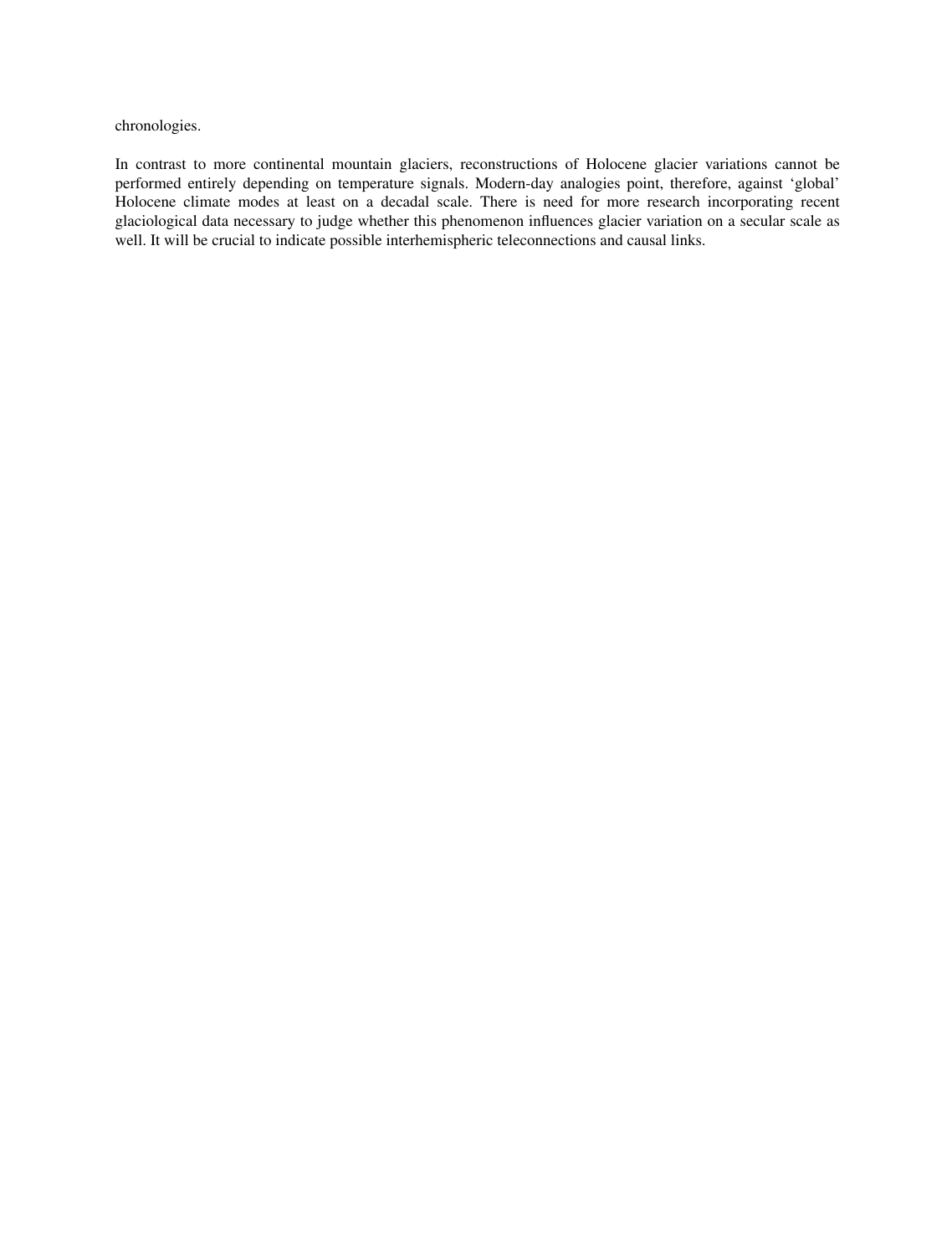chronologies.

In contrast to more continental mountain glaciers, reconstructions of Holocene glacier variations cannot be performed entirely depending on temperature signals. Modern-day analogies point, therefore, against 'global' Holocene climate modes at least on a decadal scale. There is need for more research incorporating recent glaciological data necessary to judge whether this phenomenon influences glacier variation on a secular scale as well. It will be crucial to indicate possible interhemispheric teleconnections and causal links.